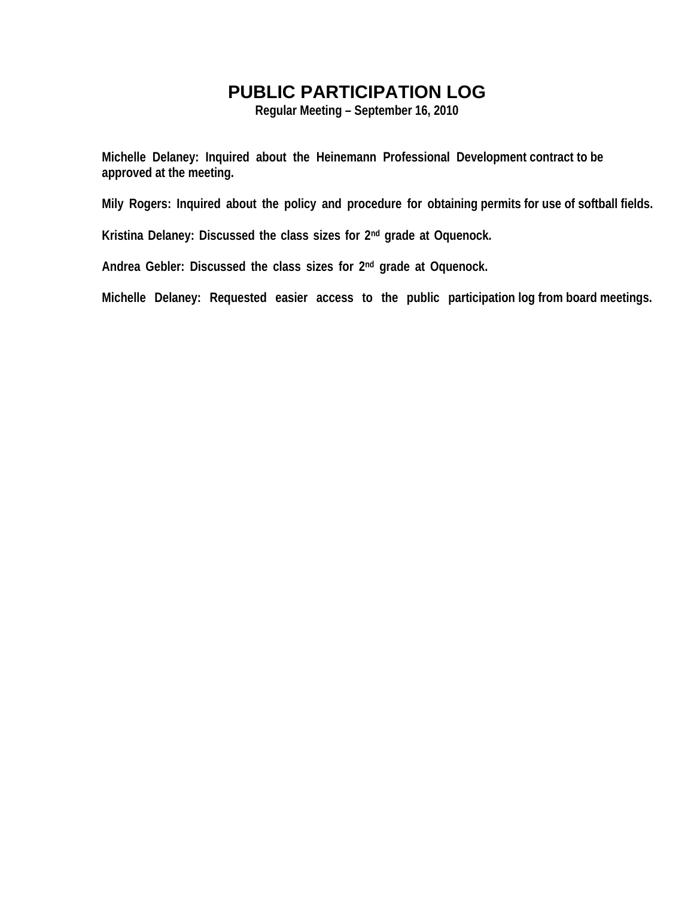# PUBLIC PARTICIPATION LOG

**Regular Meeting – September 16, 2010**

**Michelle Delaney: Inquired about the Heinemann Professional Development contract to be approved at the meeting.**

**Mily Rogers: Inquired about the policy and procedure for obtaining permits for use of softball fields.**

**Kristina Delaney: Discussed the class sizes for 2nd grade at Oquenock.**

**Andrea Gebler: Discussed the class sizes for 2nd grade at Oquenock.**

**Michelle Delaney: Requested easier access to the public participation log from board meetings.**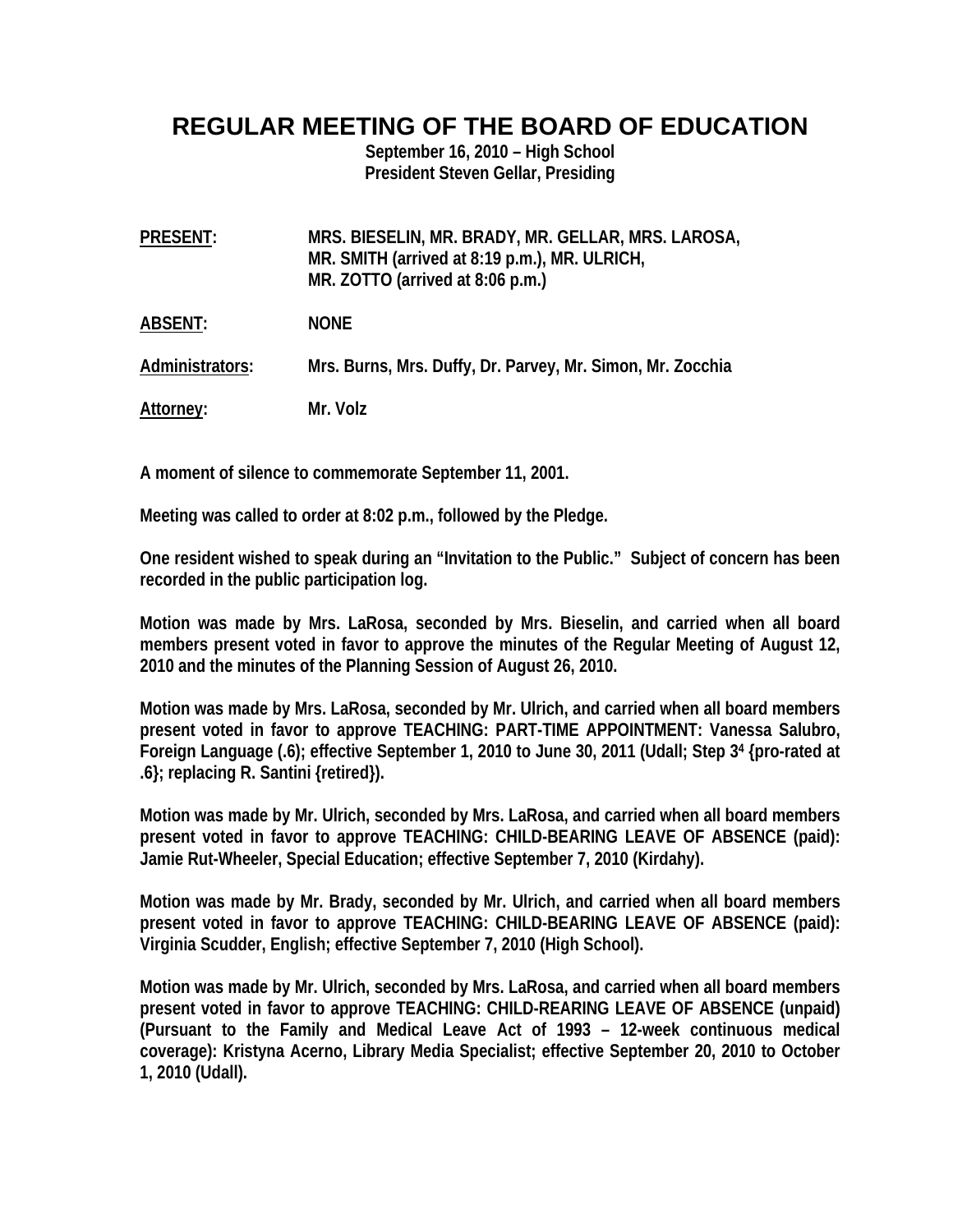# REGULAR MEETING OF THE BOARD OF EDUCATION

**September 16, 2010 – High School**
**President Steven Gellar, Presiding**

**PRESENT:** MRS. BIESELIN, MR. BRADY, MR. GELLAR, MRS. LAROSA, MR. SMITH (arrived at 8:19 p.m.), MR. ULRICH, MR. ZOTTO (arrived at 8:06 p.m.)

**ABSENT:** NONE

**Administrators:** Mrs. Burns, Mrs. Duffy, Dr. Parvey, Mr. Simon, Mr. Zocchia

**Attorney:** Mr. Volz

A moment of silence to commemorate September 11, 2001.

Meeting was called to order at 8:02 p.m., followed by the Pledge.

One resident wished to speak during an "Invitation to the Public." Subject of concern has been recorded in the public participation log.

Motion was made by Mrs. LaRosa, seconded by Mrs. Bieselin, and carried when all board members present voted in favor to approve the minutes of the Regular Meeting of August 12, 2010 and the minutes of the Planning Session of August 26, 2010.

Motion was made by Mrs. LaRosa, seconded by Mr. Ulrich, and carried when all board members present voted in favor to approve TEACHING: PART-TIME APPOINTMENT: Vanessa Salubro, Foreign Language (.6); effective September 1, 2010 to June 30, 2011 (Udall; Step 3[4] {pro-rated at .6}; replacing R. Santini {retired}).

Motion was made by Mr. Ulrich, seconded by Mrs. LaRosa, and carried when all board members present voted in favor to approve TEACHING: CHILD-BEARING LEAVE OF ABSENCE (paid): Jamie Rut-Wheeler, Special Education; effective September 7, 2010 (Kirdahy).

Motion was made by Mr. Brady, seconded by Mr. Ulrich, and carried when all board members present voted in favor to approve TEACHING: CHILD-BEARING LEAVE OF ABSENCE (paid): Virginia Scudder, English; effective September 7, 2010 (High School).

Motion was made by Mr. Ulrich, seconded by Mrs. LaRosa, and carried when all board members present voted in favor to approve TEACHING: CHILD-REARING LEAVE OF ABSENCE (unpaid) (Pursuant to the Family and Medical Leave Act of 1993 – 12-week continuous medical coverage): Kristyna Acerno, Library Media Specialist; effective September 20, 2010 to October 1, 2010 (Udall).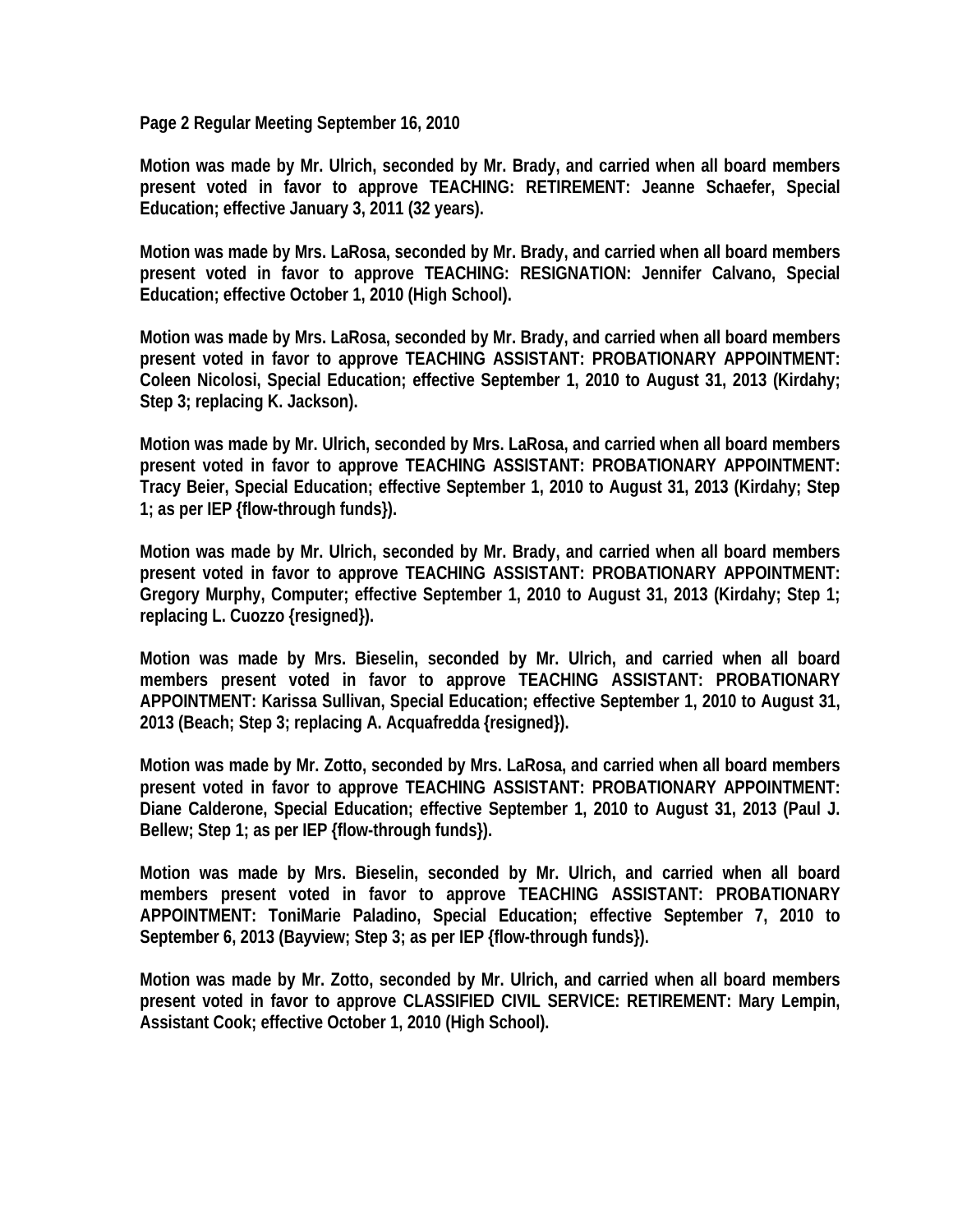**Page 2 Regular Meeting September 16, 2010**

**Motion was made by Mr. Ulrich, seconded by Mr. Brady, and carried when all board members present voted in favor to approve TEACHING: RETIREMENT: Jeanne Schaefer, Special Education; effective January 3, 2011 (32 years).**

**Motion was made by Mrs. LaRosa, seconded by Mr. Brady, and carried when all board members present voted in favor to approve TEACHING: RESIGNATION: Jennifer Calvano, Special Education; effective October 1, 2010 (High School).**

**Motion was made by Mrs. LaRosa, seconded by Mr. Brady, and carried when all board members present voted in favor to approve TEACHING ASSISTANT: PROBATIONARY APPOINTMENT: Coleen Nicolosi, Special Education; effective September 1, 2010 to August 31, 2013 (Kirdahy; Step 3; replacing K. Jackson).**

**Motion was made by Mr. Ulrich, seconded by Mrs. LaRosa, and carried when all board members present voted in favor to approve TEACHING ASSISTANT: PROBATIONARY APPOINTMENT: Tracy Beier, Special Education; effective September 1, 2010 to August 31, 2013 (Kirdahy; Step 1; as per IEP {flow-through funds}).**

**Motion was made by Mr. Ulrich, seconded by Mr. Brady, and carried when all board members present voted in favor to approve TEACHING ASSISTANT: PROBATIONARY APPOINTMENT: Gregory Murphy, Computer; effective September 1, 2010 to August 31, 2013 (Kirdahy; Step 1; replacing L. Cuozzo {resigned}).**

**Motion was made by Mrs. Bieselin, seconded by Mr. Ulrich, and carried when all board members present voted in favor to approve TEACHING ASSISTANT: PROBATIONARY APPOINTMENT: Karissa Sullivan, Special Education; effective September 1, 2010 to August 31, 2013 (Beach; Step 3; replacing A. Acquafredda {resigned}).**

**Motion was made by Mr. Zotto, seconded by Mrs. LaRosa, and carried when all board members present voted in favor to approve TEACHING ASSISTANT: PROBATIONARY APPOINTMENT: Diane Calderone, Special Education; effective September 1, 2010 to August 31, 2013 (Paul J. Bellew; Step 1; as per IEP {flow-through funds}).**

**Motion was made by Mrs. Bieselin, seconded by Mr. Ulrich, and carried when all board members present voted in favor to approve TEACHING ASSISTANT: PROBATIONARY APPOINTMENT: ToniMarie Paladino, Special Education; effective September 7, 2010 to September 6, 2013 (Bayview; Step 3; as per IEP {flow-through funds}).**

**Motion was made by Mr. Zotto, seconded by Mr. Ulrich, and carried when all board members present voted in favor to approve CLASSIFIED CIVIL SERVICE: RETIREMENT: Mary Lempin, Assistant Cook; effective October 1, 2010 (High School).**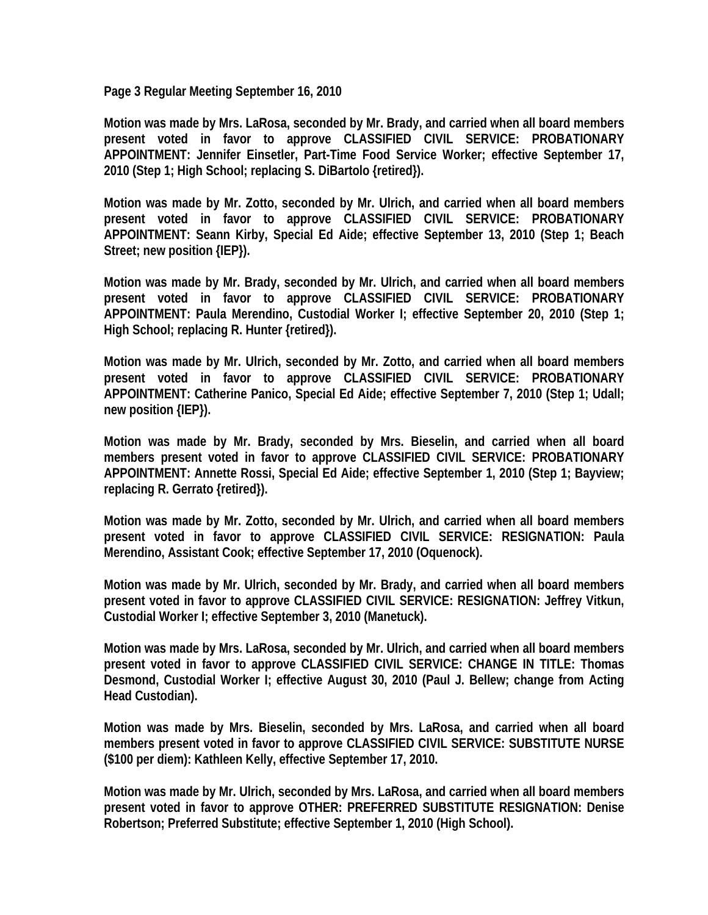**Page 3 Regular Meeting September 16, 2010**

**Motion was made by Mrs. LaRosa, seconded by Mr. Brady, and carried when all board members present voted in favor to approve CLASSIFIED CIVIL SERVICE: PROBATIONARY APPOINTMENT: Jennifer Einsetler, Part-Time Food Service Worker; effective September 17, 2010 (Step 1; High School; replacing S. DiBartolo {retired}).**

**Motion was made by Mr. Zotto, seconded by Mr. Ulrich, and carried when all board members present voted in favor to approve CLASSIFIED CIVIL SERVICE: PROBATIONARY APPOINTMENT: Seann Kirby, Special Ed Aide; effective September 13, 2010 (Step 1; Beach Street; new position {IEP}).**

**Motion was made by Mr. Brady, seconded by Mr. Ulrich, and carried when all board members present voted in favor to approve CLASSIFIED CIVIL SERVICE: PROBATIONARY APPOINTMENT: Paula Merendino, Custodial Worker I; effective September 20, 2010 (Step 1; High School; replacing R. Hunter {retired}).**

**Motion was made by Mr. Ulrich, seconded by Mr. Zotto, and carried when all board members present voted in favor to approve CLASSIFIED CIVIL SERVICE: PROBATIONARY APPOINTMENT: Catherine Panico, Special Ed Aide; effective September 7, 2010 (Step 1; Udall; new position {IEP}).**

**Motion was made by Mr. Brady, seconded by Mrs. Bieselin, and carried when all board members present voted in favor to approve CLASSIFIED CIVIL SERVICE: PROBATIONARY APPOINTMENT: Annette Rossi, Special Ed Aide; effective September 1, 2010 (Step 1; Bayview; replacing R. Gerrato {retired}).**

**Motion was made by Mr. Zotto, seconded by Mr. Ulrich, and carried when all board members present voted in favor to approve CLASSIFIED CIVIL SERVICE: RESIGNATION: Paula Merendino, Assistant Cook; effective September 17, 2010 (Oquenock).**

**Motion was made by Mr. Ulrich, seconded by Mr. Brady, and carried when all board members present voted in favor to approve CLASSIFIED CIVIL SERVICE: RESIGNATION: Jeffrey Vitkun, Custodial Worker I; effective September 3, 2010 (Manetuck).**

**Motion was made by Mrs. LaRosa, seconded by Mr. Ulrich, and carried when all board members present voted in favor to approve CLASSIFIED CIVIL SERVICE: CHANGE IN TITLE: Thomas Desmond, Custodial Worker I; effective August 30, 2010 (Paul J. Bellew; change from Acting Head Custodian).**

**Motion was made by Mrs. Bieselin, seconded by Mrs. LaRosa, and carried when all board members present voted in favor to approve CLASSIFIED CIVIL SERVICE: SUBSTITUTE NURSE ($100 per diem): Kathleen Kelly, effective September 17, 2010.**

**Motion was made by Mr. Ulrich, seconded by Mrs. LaRosa, and carried when all board members present voted in favor to approve OTHER: PREFERRED SUBSTITUTE RESIGNATION: Denise Robertson; Preferred Substitute; effective September 1, 2010 (High School).**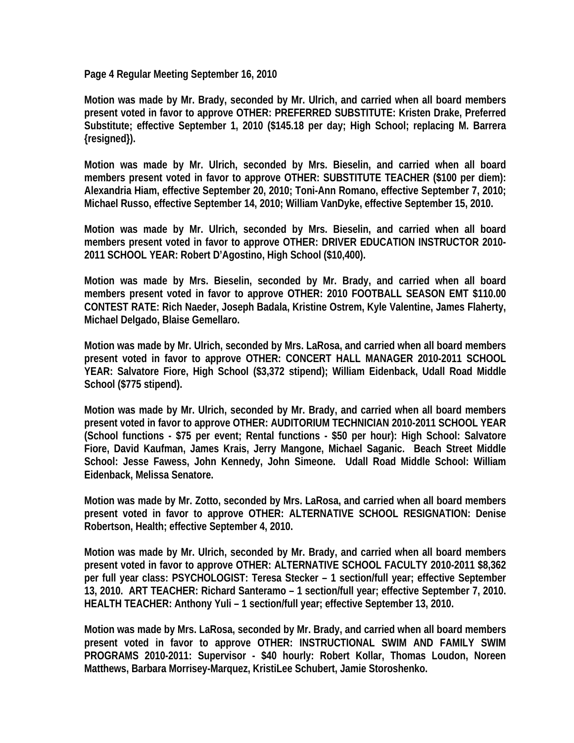**Page 4 Regular Meeting September 16, 2010**

**Motion was made by Mr. Brady, seconded by Mr. Ulrich, and carried when all board members present voted in favor to approve OTHER: PREFERRED SUBSTITUTE: Kristen Drake, Preferred Substitute; effective September 1, 2010 ($145.18 per day; High School; replacing M. Barrera {resigned}).**

**Motion was made by Mr. Ulrich, seconded by Mrs. Bieselin, and carried when all board members present voted in favor to approve OTHER: SUBSTITUTE TEACHER ($100 per diem): Alexandria Hiam, effective September 20, 2010; Toni-Ann Romano, effective September 7, 2010; Michael Russo, effective September 14, 2010; William VanDyke, effective September 15, 2010.**

**Motion was made by Mr. Ulrich, seconded by Mrs. Bieselin, and carried when all board members present voted in favor to approve OTHER: DRIVER EDUCATION INSTRUCTOR 2010-2011 SCHOOL YEAR: Robert D'Agostino, High School ($10,400).**

**Motion was made by Mrs. Bieselin, seconded by Mr. Brady, and carried when all board members present voted in favor to approve OTHER: 2010 FOOTBALL SEASON EMT $110.00 CONTEST RATE: Rich Naeder, Joseph Badala, Kristine Ostrem, Kyle Valentine, James Flaherty, Michael Delgado, Blaise Gemellaro.**

**Motion was made by Mr. Ulrich, seconded by Mrs. LaRosa, and carried when all board members present voted in favor to approve OTHER: CONCERT HALL MANAGER 2010-2011 SCHOOL YEAR: Salvatore Fiore, High School ($3,372 stipend); William Eidenback, Udall Road Middle School ($775 stipend).**

**Motion was made by Mr. Ulrich, seconded by Mr. Brady, and carried when all board members present voted in favor to approve OTHER: AUDITORIUM TECHNICIAN 2010-2011 SCHOOL YEAR (School functions - $75 per event; Rental functions - $50 per hour): High School: Salvatore Fiore, David Kaufman, James Krais, Jerry Mangone, Michael Saganic. Beach Street Middle School: Jesse Fawess, John Kennedy, John Simeone. Udall Road Middle School: William Eidenback, Melissa Senatore.**

**Motion was made by Mr. Zotto, seconded by Mrs. LaRosa, and carried when all board members present voted in favor to approve OTHER: ALTERNATIVE SCHOOL RESIGNATION: Denise Robertson, Health; effective September 4, 2010.**

**Motion was made by Mr. Ulrich, seconded by Mr. Brady, and carried when all board members present voted in favor to approve OTHER: ALTERNATIVE SCHOOL FACULTY 2010-2011 $8,362 per full year class: PSYCHOLOGIST: Teresa Stecker – 1 section/full year; effective September 13, 2010. ART TEACHER: Richard Santeramo – 1 section/full year; effective September 7, 2010. HEALTH TEACHER: Anthony Yuli – 1 section/full year; effective September 13, 2010.**

**Motion was made by Mrs. LaRosa, seconded by Mr. Brady, and carried when all board members present voted in favor to approve OTHER: INSTRUCTIONAL SWIM AND FAMILY SWIM PROGRAMS 2010-2011: Supervisor - $40 hourly: Robert Kollar, Thomas Loudon, Noreen Matthews, Barbara Morrisey-Marquez, KristiLee Schubert, Jamie Storoshenko.**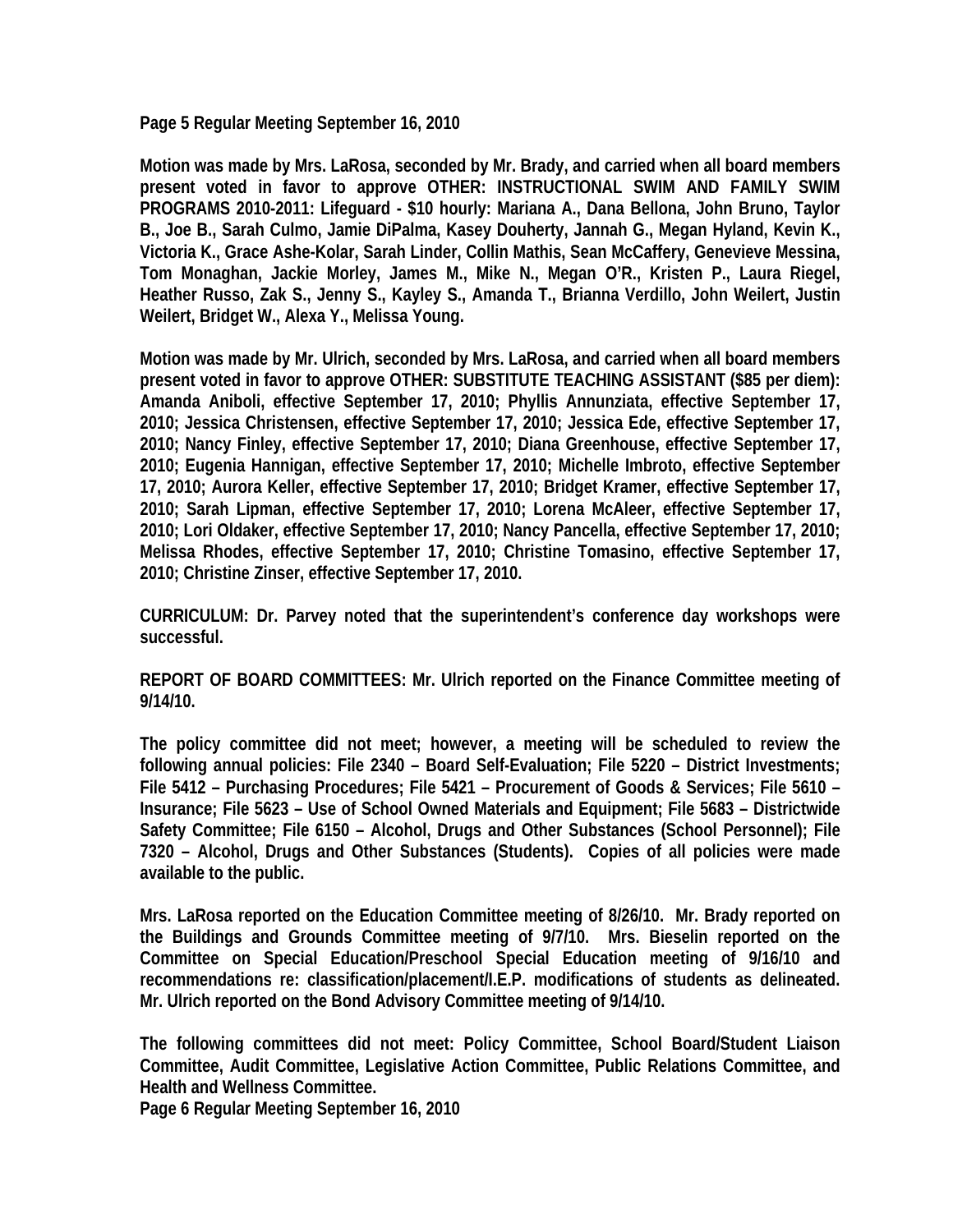**Motion was made by Mrs. LaRosa, seconded by Mr. Brady, and carried when all board members present voted in favor to approve OTHER: INSTRUCTIONAL SWIM AND FAMILY SWIM PROGRAMS 2010-2011: Lifeguard - $10 hourly: Mariana A., Dana Bellona, John Bruno, Taylor B., Joe B., Sarah Culmo, Jamie DiPalma, Kasey Douherty, Jannah G., Megan Hyland, Kevin K., Victoria K., Grace Ashe-Kolar, Sarah Linder, Collin Mathis, Sean McCaffery, Genevieve Messina, Tom Monaghan, Jackie Morley, James M., Mike N., Megan O'R., Kristen P., Laura Riegel, Heather Russo, Zak S., Jenny S., Kayley S., Amanda T., Brianna Verdillo, John Weilert, Justin Weilert, Bridget W., Alexa Y., Melissa Young.**

**Motion was made by Mr. Ulrich, seconded by Mrs. LaRosa, and carried when all board members present voted in favor to approve OTHER: SUBSTITUTE TEACHING ASSISTANT ($85 per diem): Amanda Aniboli, effective September 17, 2010; Phyllis Annunziata, effective September 17, 2010; Jessica Christensen, effective September 17, 2010; Jessica Ede, effective September 17, 2010; Nancy Finley, effective September 17, 2010; Diana Greenhouse, effective September 17, 2010; Eugenia Hannigan, effective September 17, 2010; Michelle Imbroto, effective September 17, 2010; Aurora Keller, effective September 17, 2010; Bridget Kramer, effective September 17, 2010; Sarah Lipman, effective September 17, 2010; Lorena McAleer, effective September 17, 2010; Lori Oldaker, effective September 17, 2010; Nancy Pancella, effective September 17, 2010; Melissa Rhodes, effective September 17, 2010; Christine Tomasino, effective September 17, 2010; Christine Zinser, effective September 17, 2010.**

**CURRICULUM: Dr. Parvey noted that the superintendent's conference day workshops were successful.**

**REPORT OF BOARD COMMITTEES: Mr. Ulrich reported on the Finance Committee meeting of 9/14/10.**

**The policy committee did not meet; however, a meeting will be scheduled to review the following annual policies: File 2340 – Board Self-Evaluation; File 5220 – District Investments; File 5412 – Purchasing Procedures; File 5421 – Procurement of Goods & Services; File 5610 – Insurance; File 5623 – Use of School Owned Materials and Equipment; File 5683 – Districtwide Safety Committee; File 6150 – Alcohol, Drugs and Other Substances (School Personnel); File 7320 – Alcohol, Drugs and Other Substances (Students). Copies of all policies were made available to the public.**

**Mrs. LaRosa reported on the Education Committee meeting of 8/26/10. Mr. Brady reported on the Buildings and Grounds Committee meeting of 9/7/10. Mrs. Bieselin reported on the Committee on Special Education/Preschool Special Education meeting of 9/16/10 and recommendations re: classification/placement/I.E.P. modifications of students as delineated. Mr. Ulrich reported on the Bond Advisory Committee meeting of 9/14/10.**

**The following committees did not meet: Policy Committee, School Board/Student Liaison Committee, Audit Committee, Legislative Action Committee, Public Relations Committee, and Health and Wellness Committee.**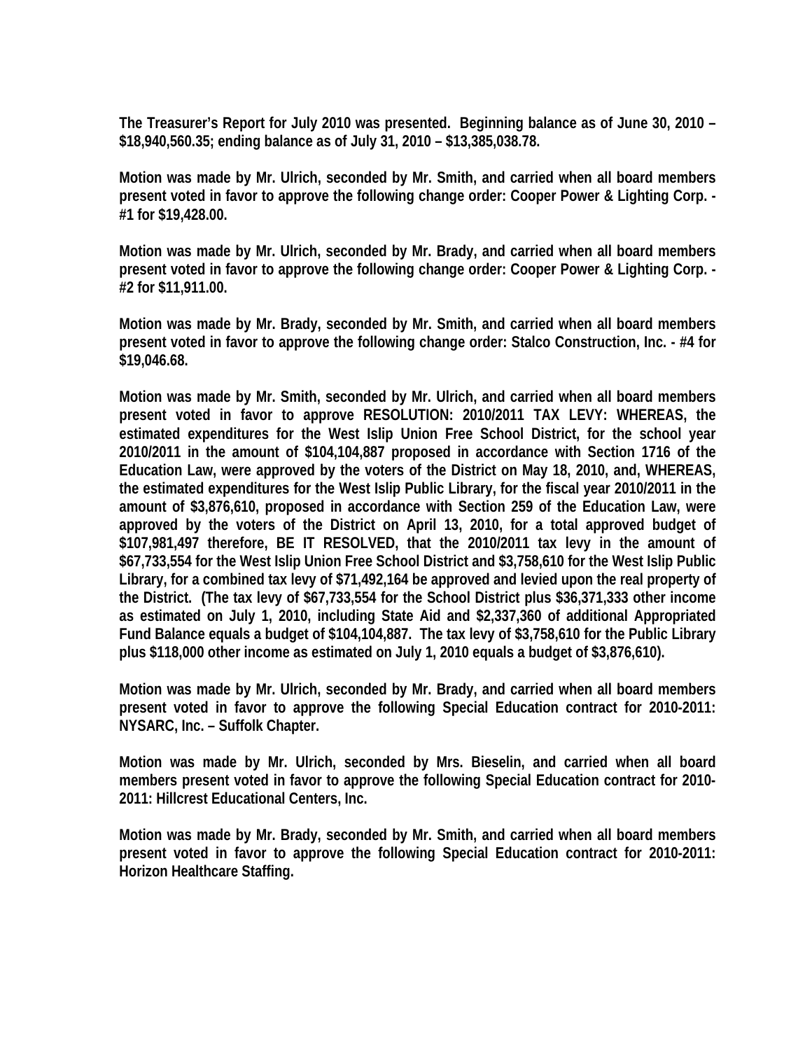**The Treasurer's Report for July 2010 was presented. Beginning balance as of June 30, 2010 – $18,940,560.35; ending balance as of July 31, 2010 – $13,385,038.78.**

**Motion was made by Mr. Ulrich, seconded by Mr. Smith, and carried when all board members present voted in favor to approve the following change order: Cooper Power & Lighting Corp. - #1 for $19,428.00.**

**Motion was made by Mr. Ulrich, seconded by Mr. Brady, and carried when all board members present voted in favor to approve the following change order: Cooper Power & Lighting Corp. - #2 for $11,911.00.**

**Motion was made by Mr. Brady, seconded by Mr. Smith, and carried when all board members present voted in favor to approve the following change order: Stalco Construction, Inc. - #4 for $19,046.68.**

**Motion was made by Mr. Smith, seconded by Mr. Ulrich, and carried when all board members present voted in favor to approve RESOLUTION: 2010/2011 TAX LEVY: WHEREAS, the estimated expenditures for the West Islip Union Free School District, for the school year 2010/2011 in the amount of $104,104,887 proposed in accordance with Section 1716 of the Education Law, were approved by the voters of the District on May 18, 2010, and, WHEREAS, the estimated expenditures for the West Islip Public Library, for the fiscal year 2010/2011 in the amount of $3,876,610, proposed in accordance with Section 259 of the Education Law, were approved by the voters of the District on April 13, 2010, for a total approved budget of $107,981,497 therefore, BE IT RESOLVED, that the 2010/2011 tax levy in the amount of $67,733,554 for the West Islip Union Free School District and $3,758,610 for the West Islip Public Library, for a combined tax levy of $71,492,164 be approved and levied upon the real property of the District. (The tax levy of $67,733,554 for the School District plus $36,371,333 other income as estimated on July 1, 2010, including State Aid and $2,337,360 of additional Appropriated Fund Balance equals a budget of $104,104,887. The tax levy of $3,758,610 for the Public Library plus $118,000 other income as estimated on July 1, 2010 equals a budget of $3,876,610).**

**Motion was made by Mr. Ulrich, seconded by Mr. Brady, and carried when all board members present voted in favor to approve the following Special Education contract for 2010-2011: NYSARC, Inc. – Suffolk Chapter.**

**Motion was made by Mr. Ulrich, seconded by Mrs. Bieselin, and carried when all board members present voted in favor to approve the following Special Education contract for 2010-2011: Hillcrest Educational Centers, Inc.**

**Motion was made by Mr. Brady, seconded by Mr. Smith, and carried when all board members present voted in favor to approve the following Special Education contract for 2010-2011: Horizon Healthcare Staffing.**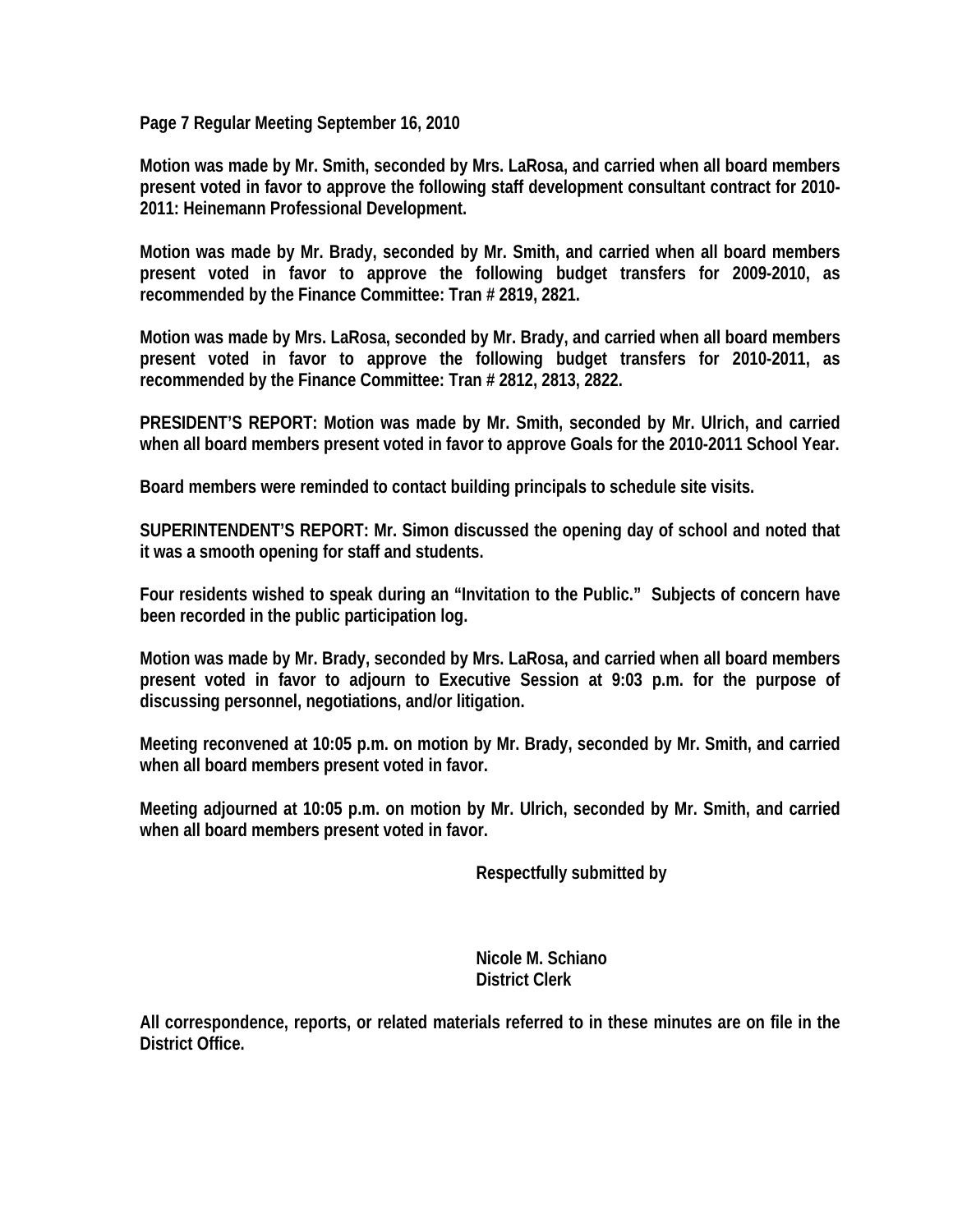**Page 7 Regular Meeting September 16, 2010**

**Motion was made by Mr. Smith, seconded by Mrs. LaRosa, and carried when all board members present voted in favor to approve the following staff development consultant contract for 2010-2011: Heinemann Professional Development.**

**Motion was made by Mr. Brady, seconded by Mr. Smith, and carried when all board members present voted in favor to approve the following budget transfers for 2009-2010, as recommended by the Finance Committee: Tran # 2819, 2821.**

**Motion was made by Mrs. LaRosa, seconded by Mr. Brady, and carried when all board members present voted in favor to approve the following budget transfers for 2010-2011, as recommended by the Finance Committee: Tran # 2812, 2813, 2822.**

**PRESIDENT'S REPORT: Motion was made by Mr. Smith, seconded by Mr. Ulrich, and carried when all board members present voted in favor to approve Goals for the 2010-2011 School Year.**

**Board members were reminded to contact building principals to schedule site visits.**

**SUPERINTENDENT'S REPORT: Mr. Simon discussed the opening day of school and noted that it was a smooth opening for staff and students.**

**Four residents wished to speak during an "Invitation to the Public." Subjects of concern have been recorded in the public participation log.**

**Motion was made by Mr. Brady, seconded by Mrs. LaRosa, and carried when all board members present voted in favor to adjourn to Executive Session at 9:03 p.m. for the purpose of discussing personnel, negotiations, and/or litigation.**

**Meeting reconvened at 10:05 p.m. on motion by Mr. Brady, seconded by Mr. Smith, and carried when all board members present voted in favor.**

**Meeting adjourned at 10:05 p.m. on motion by Mr. Ulrich, seconded by Mr. Smith, and carried when all board members present voted in favor.**

**Respectfully submitted by**

**Nicole M. Schiano**
**District Clerk**

**All correspondence, reports, or related materials referred to in these minutes are on file in the District Office.**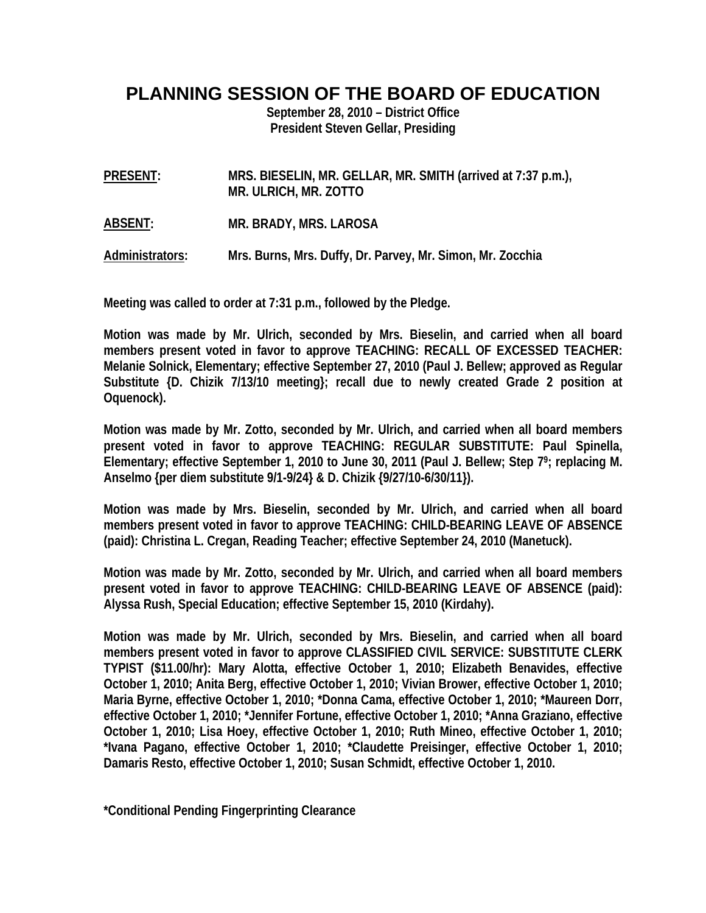# PLANNING SESSION OF THE BOARD OF EDUCATION

**September 28, 2010 – District Office**
**President Steven Gellar, Presiding**

**PRESENT:** MRS. BIESELIN, MR. GELLAR, MR. SMITH (arrived at 7:37 p.m.), MR. ULRICH, MR. ZOTTO

**ABSENT:** MR. BRADY, MRS. LAROSA

**Administrators:** Mrs. Burns, Mrs. Duffy, Dr. Parvey, Mr. Simon, Mr. Zocchia

**Meeting was called to order at 7:31 p.m., followed by the Pledge.**

**Motion was made by Mr. Ulrich, seconded by Mrs. Bieselin, and carried when all board members present voted in favor to approve TEACHING: RECALL OF EXCESSED TEACHER: Melanie Solnick, Elementary; effective September 27, 2010 (Paul J. Bellew; approved as Regular Substitute {D. Chizik 7/13/10 meeting}; recall due to newly created Grade 2 position at Oquenock).**

**Motion was made by Mr. Zotto, seconded by Mr. Ulrich, and carried when all board members present voted in favor to approve TEACHING: REGULAR SUBSTITUTE: Paul Spinella, Elementary; effective September 1, 2010 to June 30, 2011 (Paul J. Bellew; Step 7[9]; replacing M. Anselmo {per diem substitute 9/1-9/24} & D. Chizik {9/27/10-6/30/11}).**

**Motion was made by Mrs. Bieselin, seconded by Mr. Ulrich, and carried when all board members present voted in favor to approve TEACHING: CHILD-BEARING LEAVE OF ABSENCE (paid): Christina L. Cregan, Reading Teacher; effective September 24, 2010 (Manetuck).**

**Motion was made by Mr. Zotto, seconded by Mr. Ulrich, and carried when all board members present voted in favor to approve TEACHING: CHILD-BEARING LEAVE OF ABSENCE (paid): Alyssa Rush, Special Education; effective September 15, 2010 (Kirdahy).**

**Motion was made by Mr. Ulrich, seconded by Mrs. Bieselin, and carried when all board members present voted in favor to approve CLASSIFIED CIVIL SERVICE: SUBSTITUTE CLERK TYPIST ($11.00/hr): Mary Alotta, effective October 1, 2010; Elizabeth Benavides, effective October 1, 2010; Anita Berg, effective October 1, 2010; Vivian Brower, effective October 1, 2010; Maria Byrne, effective October 1, 2010; *Donna Cama, effective October 1, 2010; *Maureen Dorr, effective October 1, 2010; *Jennifer Fortune, effective October 1, 2010; *Anna Graziano, effective October 1, 2010; Lisa Hoey, effective October 1, 2010; Ruth Mineo, effective October 1, 2010; *Ivana Pagano, effective October 1, 2010; *Claudette Preisinger, effective October 1, 2010; Damaris Resto, effective October 1, 2010; Susan Schmidt, effective October 1, 2010.**

**\*Conditional Pending Fingerprinting Clearance**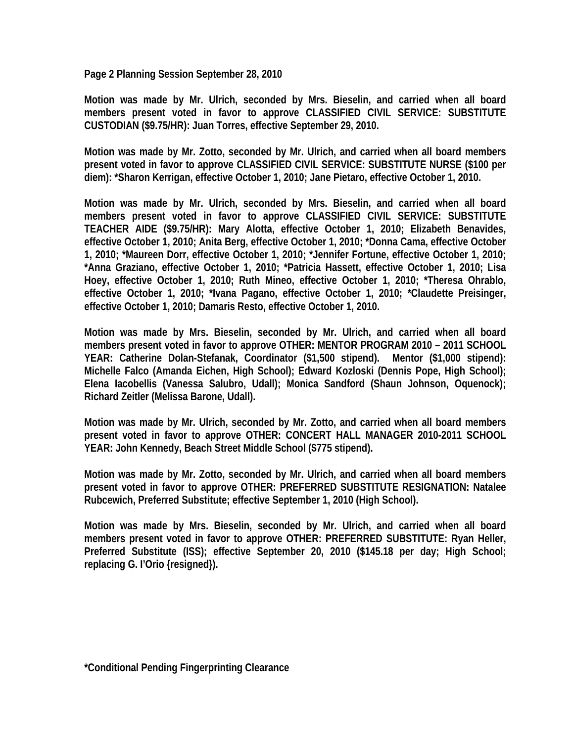**Page 2 Planning Session September 28, 2010**

**Motion was made by Mr. Ulrich, seconded by Mrs. Bieselin, and carried when all board members present voted in favor to approve CLASSIFIED CIVIL SERVICE: SUBSTITUTE CUSTODIAN ($9.75/HR): Juan Torres, effective September 29, 2010.**

**Motion was made by Mr. Zotto, seconded by Mr. Ulrich, and carried when all board members present voted in favor to approve CLASSIFIED CIVIL SERVICE: SUBSTITUTE NURSE ($100 per diem): *Sharon Kerrigan, effective October 1, 2010; Jane Pietaro, effective October 1, 2010.**

**Motion was made by Mr. Ulrich, seconded by Mrs. Bieselin, and carried when all board members present voted in favor to approve CLASSIFIED CIVIL SERVICE: SUBSTITUTE TEACHER AIDE ($9.75/HR): Mary Alotta, effective October 1, 2010; Elizabeth Benavides, effective October 1, 2010; Anita Berg, effective October 1, 2010; *Donna Cama, effective October 1, 2010; *Maureen Dorr, effective October 1, 2010; *Jennifer Fortune, effective October 1, 2010; *Anna Graziano, effective October 1, 2010; *Patricia Hassett, effective October 1, 2010; Lisa Hoey, effective October 1, 2010; Ruth Mineo, effective October 1, 2010; *Theresa Ohrablo, effective October 1, 2010; *Ivana Pagano, effective October 1, 2010; *Claudette Preisinger, effective October 1, 2010; Damaris Resto, effective October 1, 2010.**

**Motion was made by Mrs. Bieselin, seconded by Mr. Ulrich, and carried when all board members present voted in favor to approve OTHER: MENTOR PROGRAM 2010 – 2011 SCHOOL YEAR: Catherine Dolan-Stefanak, Coordinator ($1,500 stipend). Mentor ($1,000 stipend): Michelle Falco (Amanda Eichen, High School); Edward Kozloski (Dennis Pope, High School); Elena Iacobellis (Vanessa Salubro, Udall); Monica Sandford (Shaun Johnson, Oquenock); Richard Zeitler (Melissa Barone, Udall).**

**Motion was made by Mr. Ulrich, seconded by Mr. Zotto, and carried when all board members present voted in favor to approve OTHER: CONCERT HALL MANAGER 2010-2011 SCHOOL YEAR: John Kennedy, Beach Street Middle School ($775 stipend).**

**Motion was made by Mr. Zotto, seconded by Mr. Ulrich, and carried when all board members present voted in favor to approve OTHER: PREFERRED SUBSTITUTE RESIGNATION: Natalee Rubcewich, Preferred Substitute; effective September 1, 2010 (High School).**

**Motion was made by Mrs. Bieselin, seconded by Mr. Ulrich, and carried when all board members present voted in favor to approve OTHER: PREFERRED SUBSTITUTE: Ryan Heller, Preferred Substitute (ISS); effective September 20, 2010 ($145.18 per day; High School; replacing G. I'Orio {resigned}).**

**\*Conditional Pending Fingerprinting Clearance**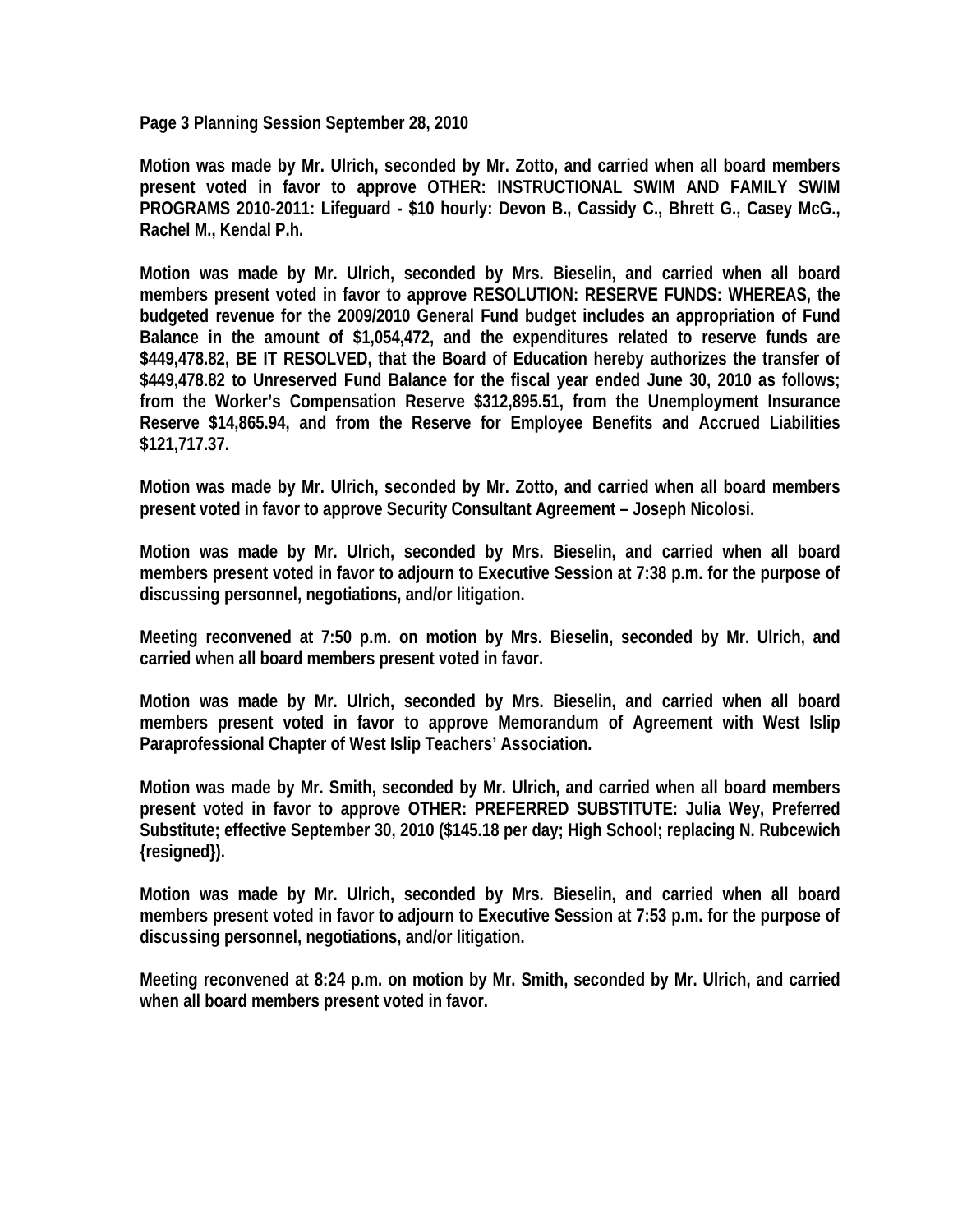**Page 3 Planning Session September 28, 2010**

**Motion was made by Mr. Ulrich, seconded by Mr. Zotto, and carried when all board members present voted in favor to approve OTHER: INSTRUCTIONAL SWIM AND FAMILY SWIM PROGRAMS 2010-2011: Lifeguard - $10 hourly: Devon B., Cassidy C., Bhrett G., Casey McG., Rachel M., Kendal P.h.**

**Motion was made by Mr. Ulrich, seconded by Mrs. Bieselin, and carried when all board members present voted in favor to approve RESOLUTION: RESERVE FUNDS: WHEREAS, the budgeted revenue for the 2009/2010 General Fund budget includes an appropriation of Fund Balance in the amount of $1,054,472, and the expenditures related to reserve funds are $449,478.82, BE IT RESOLVED, that the Board of Education hereby authorizes the transfer of $449,478.82 to Unreserved Fund Balance for the fiscal year ended June 30, 2010 as follows; from the Worker's Compensation Reserve $312,895.51, from the Unemployment Insurance Reserve $14,865.94, and from the Reserve for Employee Benefits and Accrued Liabilities $121,717.37.**

**Motion was made by Mr. Ulrich, seconded by Mr. Zotto, and carried when all board members present voted in favor to approve Security Consultant Agreement – Joseph Nicolosi.**

**Motion was made by Mr. Ulrich, seconded by Mrs. Bieselin, and carried when all board members present voted in favor to adjourn to Executive Session at 7:38 p.m. for the purpose of discussing personnel, negotiations, and/or litigation.**

**Meeting reconvened at 7:50 p.m. on motion by Mrs. Bieselin, seconded by Mr. Ulrich, and carried when all board members present voted in favor.**

**Motion was made by Mr. Ulrich, seconded by Mrs. Bieselin, and carried when all board members present voted in favor to approve Memorandum of Agreement with West Islip Paraprofessional Chapter of West Islip Teachers' Association.**

**Motion was made by Mr. Smith, seconded by Mr. Ulrich, and carried when all board members present voted in favor to approve OTHER: PREFERRED SUBSTITUTE: Julia Wey, Preferred Substitute; effective September 30, 2010 ($145.18 per day; High School; replacing N. Rubcewich {resigned}).**

**Motion was made by Mr. Ulrich, seconded by Mrs. Bieselin, and carried when all board members present voted in favor to adjourn to Executive Session at 7:53 p.m. for the purpose of discussing personnel, negotiations, and/or litigation.**

**Meeting reconvened at 8:24 p.m. on motion by Mr. Smith, seconded by Mr. Ulrich, and carried when all board members present voted in favor.**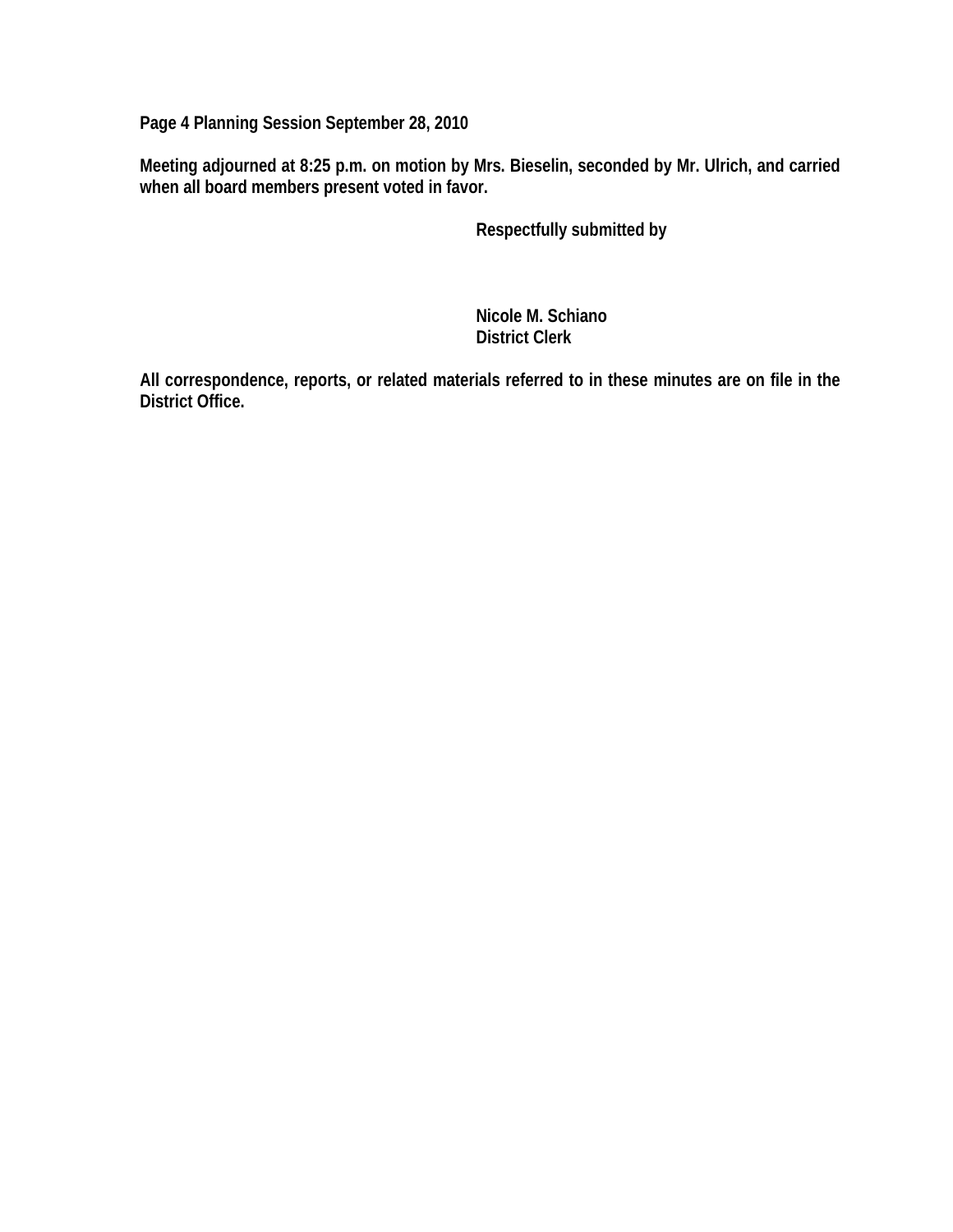**Page 4 Planning Session September 28, 2010**

**Meeting adjourned at 8:25 p.m. on motion by Mrs. Bieselin, seconded by Mr. Ulrich, and carried when all board members present voted in favor.**

**Respectfully submitted by**

**Nicole M. Schiano**
**District Clerk**

**All correspondence, reports, or related materials referred to in these minutes are on file in the District Office.**